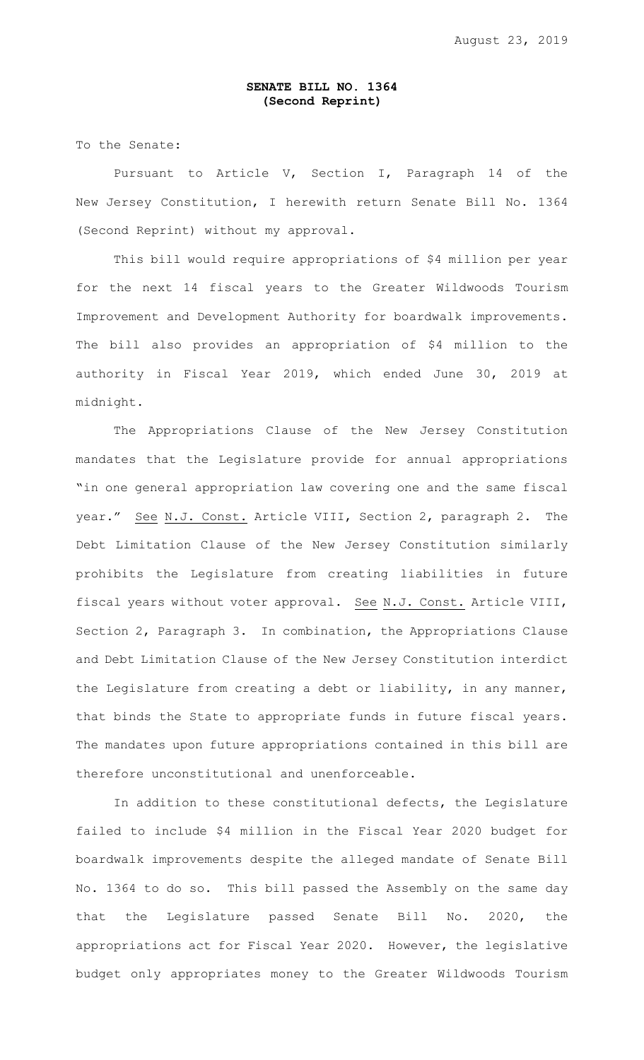August 23, 2019

**SENATE BILL NO. 1364**
**(Second Reprint)**

To the Senate:

Pursuant to Article V, Section I, Paragraph 14 of the New Jersey Constitution, I herewith return Senate Bill No. 1364 (Second Reprint) without my approval.

This bill would require appropriations of $4 million per year for the next 14 fiscal years to the Greater Wildwoods Tourism Improvement and Development Authority for boardwalk improvements. The bill also provides an appropriation of $4 million to the authority in Fiscal Year 2019, which ended June 30, 2019 at midnight.

The Appropriations Clause of the New Jersey Constitution mandates that the Legislature provide for annual appropriations "in one general appropriation law covering one and the same fiscal year." See N.J. Const. Article VIII, Section 2, paragraph 2. The Debt Limitation Clause of the New Jersey Constitution similarly prohibits the Legislature from creating liabilities in future fiscal years without voter approval. See N.J. Const. Article VIII, Section 2, Paragraph 3. In combination, the Appropriations Clause and Debt Limitation Clause of the New Jersey Constitution interdict the Legislature from creating a debt or liability, in any manner, that binds the State to appropriate funds in future fiscal years. The mandates upon future appropriations contained in this bill are therefore unconstitutional and unenforceable.

In addition to these constitutional defects, the Legislature failed to include $4 million in the Fiscal Year 2020 budget for boardwalk improvements despite the alleged mandate of Senate Bill No. 1364 to do so. This bill passed the Assembly on the same day that the Legislature passed Senate Bill No. 2020, the appropriations act for Fiscal Year 2020. However, the legislative budget only appropriates money to the Greater Wildwoods Tourism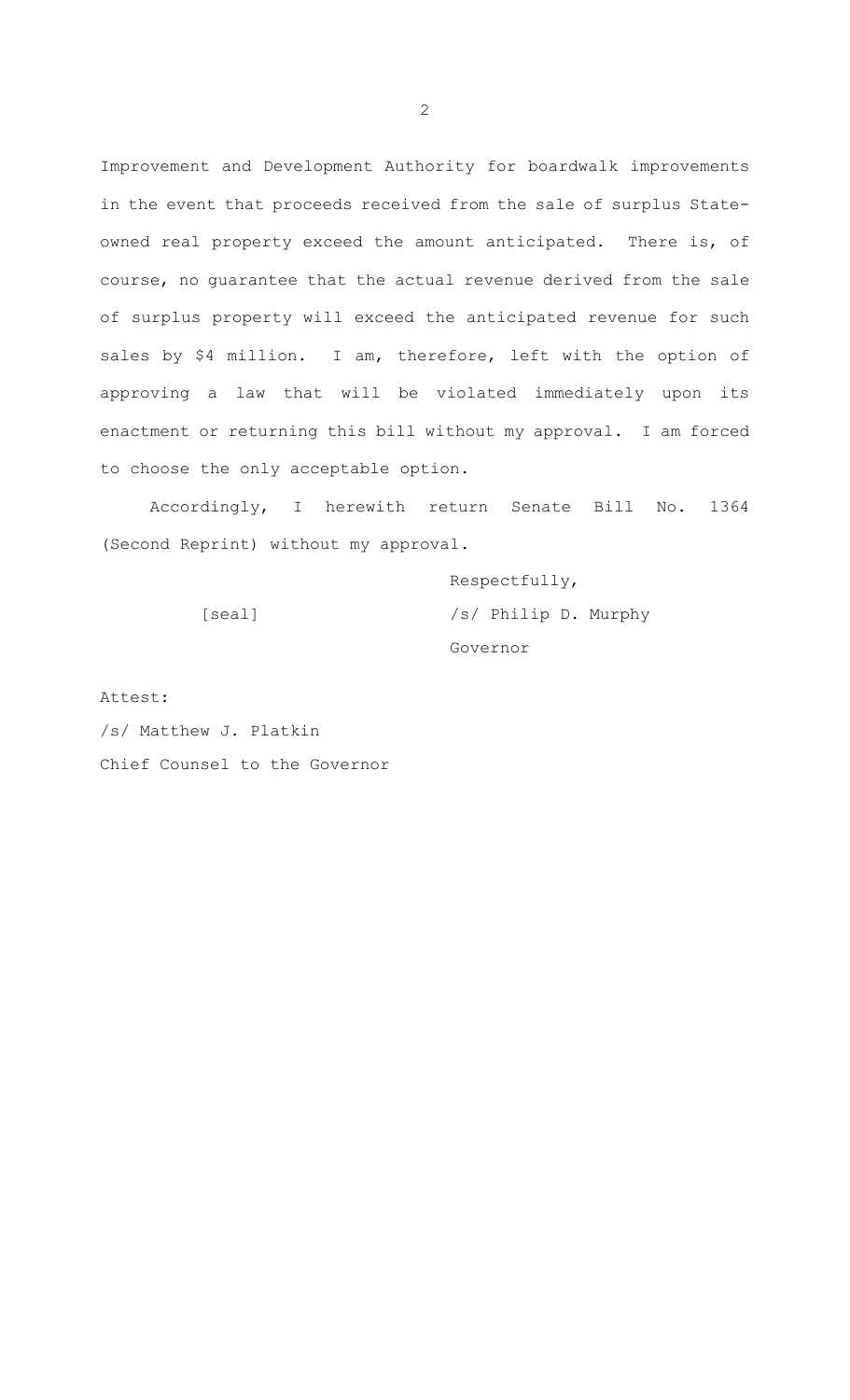Improvement and Development Authority for boardwalk improvements in the event that proceeds received from the sale of surplus State-owned real property exceed the amount anticipated. There is, of course, no guarantee that the actual revenue derived from the sale of surplus property will exceed the anticipated revenue for such sales by $4 million. I am, therefore, left with the option of approving a law that will be violated immediately upon its enactment or returning this bill without my approval. I am forced to choose the only acceptable option.

Accordingly, I herewith return Senate Bill No. 1364 (Second Reprint) without my approval.

Respectfully,

[seal] /s/ Philip D. Murphy

Governor

Attest:

/s/ Matthew J. Platkin

Chief Counsel to the Governor